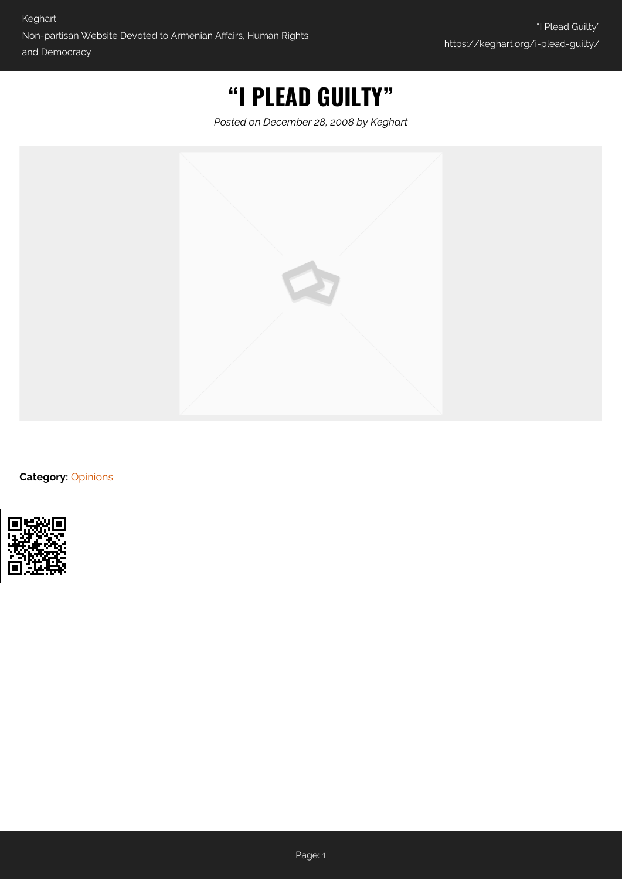# "I PLEAD GUILTY"

*Posted on December 28, 2008 by Keghart*

**Category:** Opinions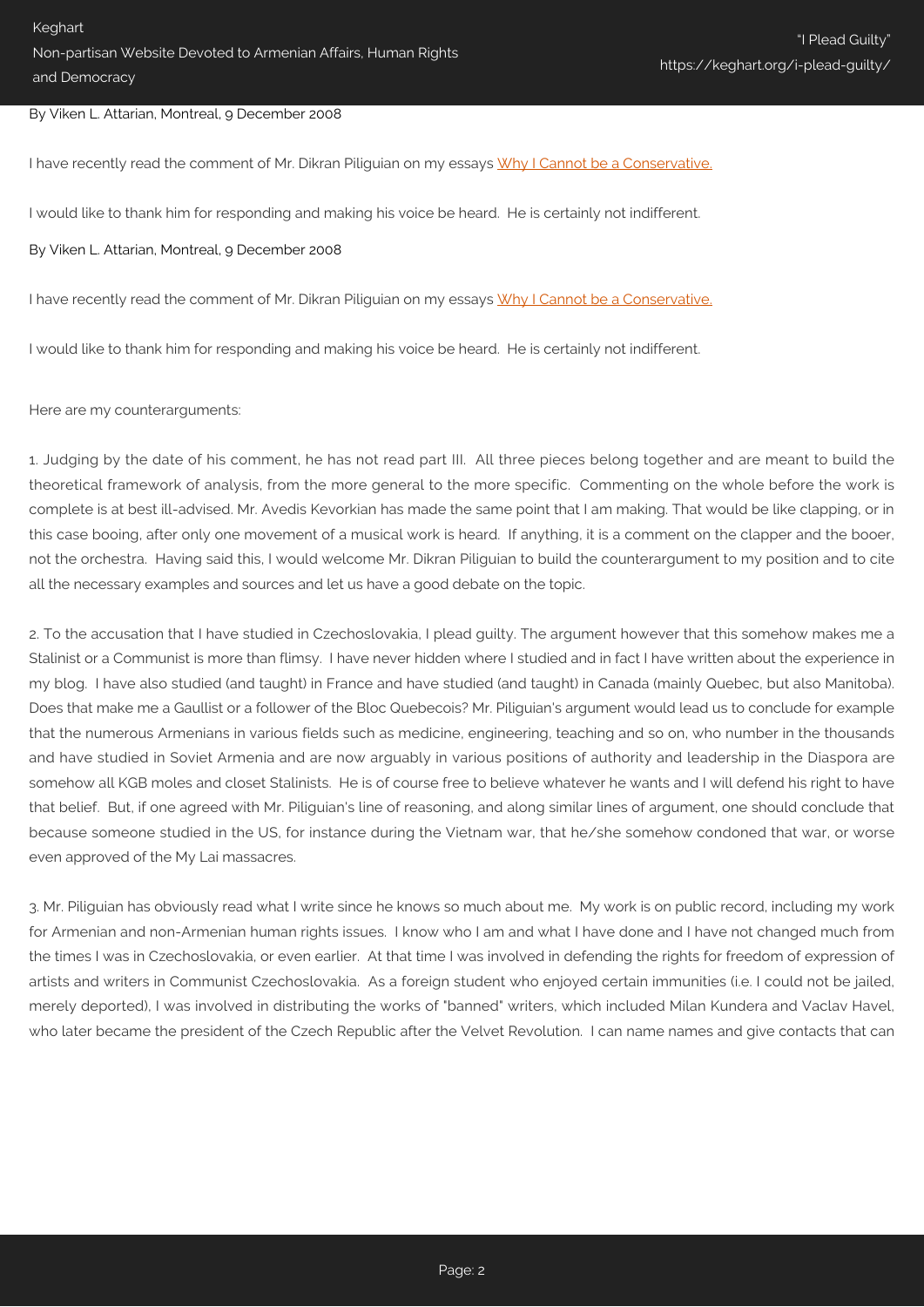By Viken L. Attarian, Montreal, 9 December 2008

I have recently read the comment of Mr. Dikran Piliguian on my essays [Why I Cannot be a Conservative.]

I would like to thank him for responding and making his voice be heard. He is certainly not indifferent.

By Viken L. Attarian, Montreal, 9 December 2008

I have recently read the comment of Mr. Dikran Piliguian on my essays [Why I Cannot be a Conservative.]

I would like to thank him for responding and making his voice be heard. He is certainly not indifferent.

Here are my counterarguments:

1. Judging by the date of his comment, he has not read part III. All three pieces belong together and are meant to build the theoretical framework of analysis, from the more general to the more specific. Commenting on the whole before the work is complete is at best ill-advised. Mr. Avedis Kevorkian has made the same point that I am making. That would be like clapping, or in this case booing, after only one movement of a musical work is heard. If anything, it is a comment on the clapper and the booer, not the orchestra. Having said this, I would welcome Mr. Dikran Piliguian to build the counterargument to my position and to cite all the necessary examples and sources and let us have a good debate on the topic.

2. To the accusation that I have studied in Czechoslovakia, I plead guilty. The argument however that this somehow makes me a Stalinist or a Communist is more than flimsy. I have never hidden where I studied and in fact I have written about the experience in my blog. I have also studied (and taught) in France and have studied (and taught) in Canada (mainly Quebec, but also Manitoba). Does that make me a Gaullist or a follower of the Bloc Quebecois? Mr. Piliguian's argument would lead us to conclude for example that the numerous Armenians in various fields such as medicine, engineering, teaching and so on, who number in the thousands and have studied in Soviet Armenia and are now arguably in various positions of authority and leadership in the Diaspora are somehow all KGB moles and closet Stalinists. He is of course free to believe whatever he wants and I will defend his right to have that belief. But, if one agreed with Mr. Piliguian's line of reasoning, and along similar lines of argument, one should conclude that because someone studied in the US, for instance during the Vietnam war, that he/she somehow condoned that war, or worse even approved of the My Lai massacres.

3. Mr. Piliguian has obviously read what I write since he knows so much about me. My work is on public record, including my work for Armenian and non-Armenian human rights issues. I know who I am and what I have done and I have not changed much from the times I was in Czechoslovakia, or even earlier. At that time I was involved in defending the rights for freedom of expression of artists and writers in Communist Czechoslovakia. As a foreign student who enjoyed certain immunities (i.e. I could not be jailed, merely deported), I was involved in distributing the works of "banned" writers, which included Milan Kundera and Vaclav Havel, who later became the president of the Czech Republic after the Velvet Revolution. I can name names and give contacts that can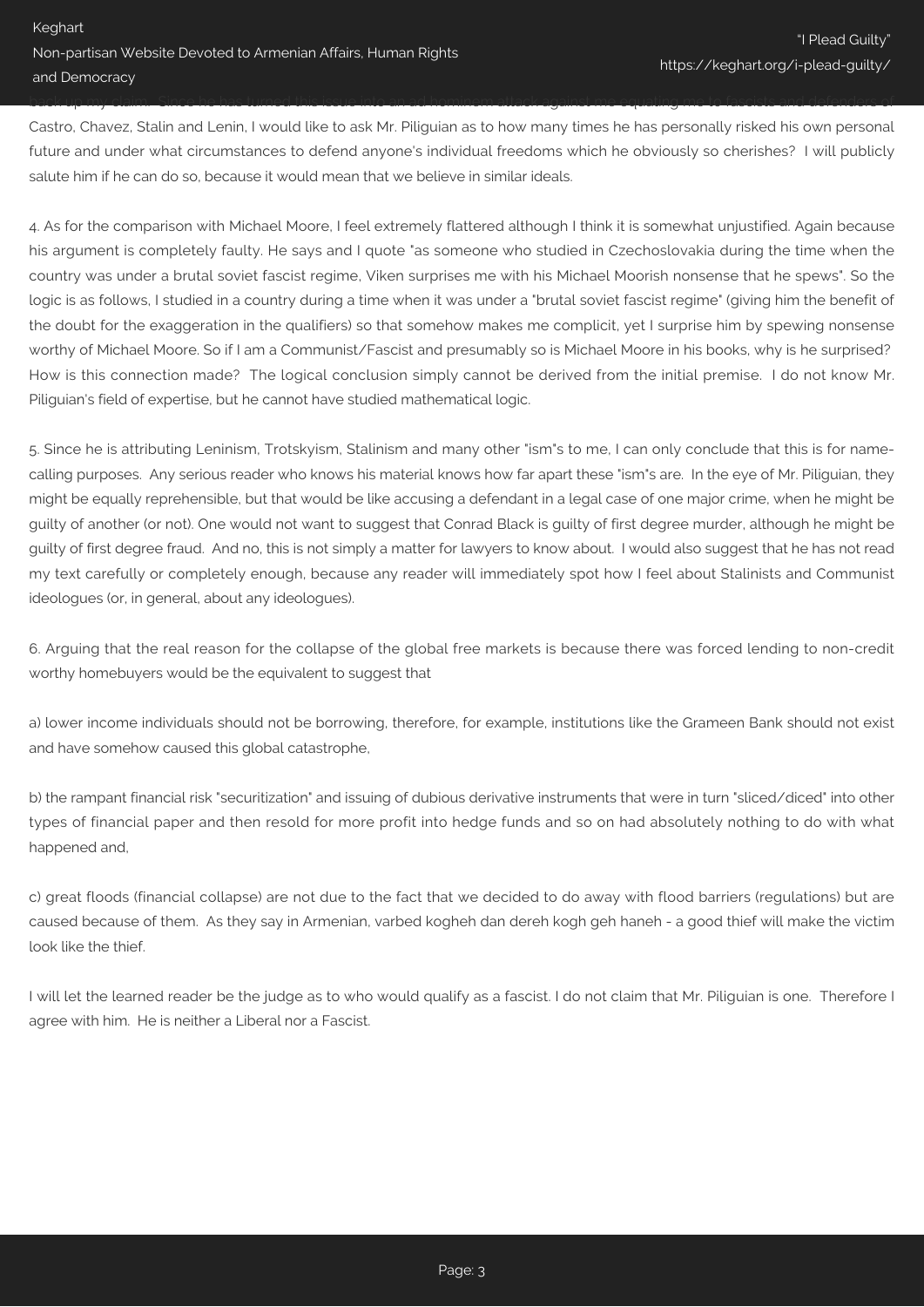back up my claim. Since he has turned this issue into an ad hominem attack against me equating me to fascists and defenders of Castro, Chavez, Stalin and Lenin, I would like to ask Mr. Piliguian as to how many times he has personally risked his own personal future and under what circumstances to defend anyone's individual freedoms which he obviously so cherishes? I will publicly salute him if he can do so, because it would mean that we believe in similar ideals.

4. As for the comparison with Michael Moore, I feel extremely flattered although I think it is somewhat unjustified. Again because his argument is completely faulty. He says and I quote "as someone who studied in Czechoslovakia during the time when the country was under a brutal soviet fascist regime, Viken surprises me with his Michael Moorish nonsense that he spews". So the logic is as follows, I studied in a country during a time when it was under a "brutal soviet fascist regime" (giving him the benefit of the doubt for the exaggeration in the qualifiers) so that somehow makes me complicit, yet I surprise him by spewing nonsense worthy of Michael Moore. So if I am a Communist/Fascist and presumably so is Michael Moore in his books, why is he surprised? How is this connection made? The logical conclusion simply cannot be derived from the initial premise. I do not know Mr. Piliguian's field of expertise, but he cannot have studied mathematical logic.

5. Since he is attributing Leninism, Trotskyism, Stalinism and many other "ism"s to me, I can only conclude that this is for name-calling purposes. Any serious reader who knows his material knows how far apart these "ism"s are. In the eye of Mr. Piliguian, they might be equally reprehensible, but that would be like accusing a defendant in a legal case of one major crime, when he might be guilty of another (or not). One would not want to suggest that Conrad Black is guilty of first degree murder, although he might be guilty of first degree fraud. And no, this is not simply a matter for lawyers to know about. I would also suggest that he has not read my text carefully or completely enough, because any reader will immediately spot how I feel about Stalinists and Communist ideologues (or, in general, about any ideologues).

6. Arguing that the real reason for the collapse of the global free markets is because there was forced lending to non-credit worthy homebuyers would be the equivalent to suggest that

a) lower income individuals should not be borrowing, therefore, for example, institutions like the Grameen Bank should not exist and have somehow caused this global catastrophe,

b) the rampant financial risk "securitization" and issuing of dubious derivative instruments that were in turn "sliced/diced" into other types of financial paper and then resold for more profit into hedge funds and so on had absolutely nothing to do with what happened and,

c) great floods (financial collapse) are not due to the fact that we decided to do away with flood barriers (regulations) but are caused because of them. As they say in Armenian, varbed kogheh dan dereh kogh geh haneh - a good thief will make the victim look like the thief.

I will let the learned reader be the judge as to who would qualify as a fascist. I do not claim that Mr. Piliguian is one. Therefore I agree with him. He is neither a Liberal nor a Fascist.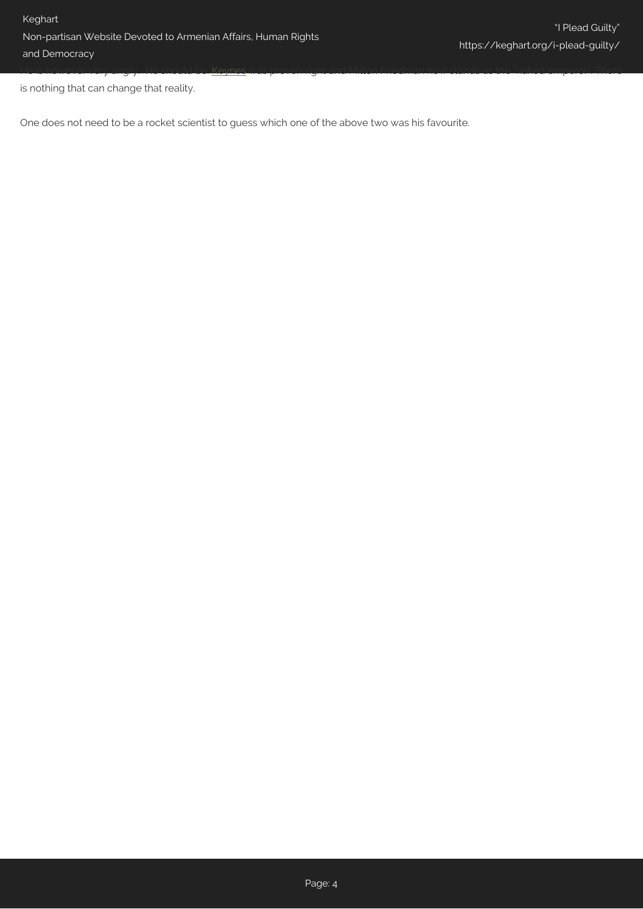He is however very angry. He should be. Keynes was proven right and Milton Friedman now stands as the "naked emperor". There is nothing that can change that reality.

One does not need to be a rocket scientist to guess which one of the above two was his favourite.